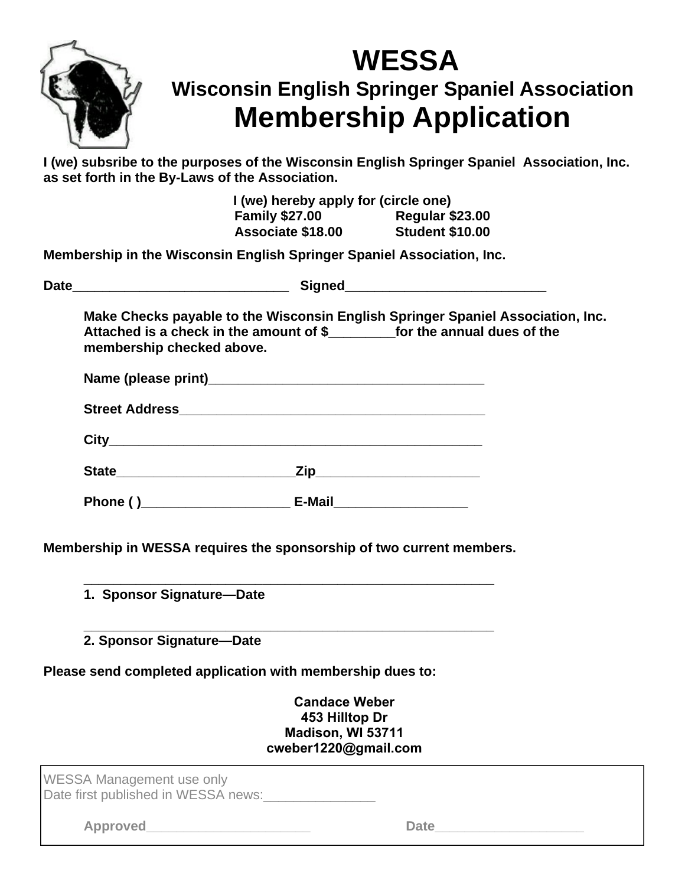# WESSA

## Wisconsin English Springer Spaniel Association

# Membership Application

**I (we) subsribe to the purposes of the Wisconsin English Springer Spaniel Association, Inc. as set forth in the By-Laws of the Association.**

**I (we) hereby apply for (circle one)**

| | |
|---|---|
| **Family $27.00** | **Regular $23.00** |
| **Associate $18.00** | **Student $10.00** |

**Membership in the Wisconsin English Springer Spaniel Association, Inc.**

**Date______________________________ Signed____________________________**

**Make Checks payable to the Wisconsin English Springer Spaniel Association, Inc. Attached is a check in the amount of $_________for the annual dues of the membership checked above.**

**Name (please print)______________________________________**

**Street Address__________________________________________**

**City____________________________________________________**

**State_________________________Zip_______________________**

**Phone ( )_____________________ E-Mail___________________**

**Membership in WESSA requires the sponsorship of two current members.**

**_________________________________________________________**
**1. Sponsor Signature—Date**

**_________________________________________________________**
**2. Sponsor Signature—Date**

**Please send completed application with membership dues to:**

**Candace Weber**
**453 Hilltop Dr**
**Madison, WI 53711**
**cweber1220@gmail.com**

WESSA Management use only
Date first published in WESSA news:_______________

**Approved______________________ Date____________________**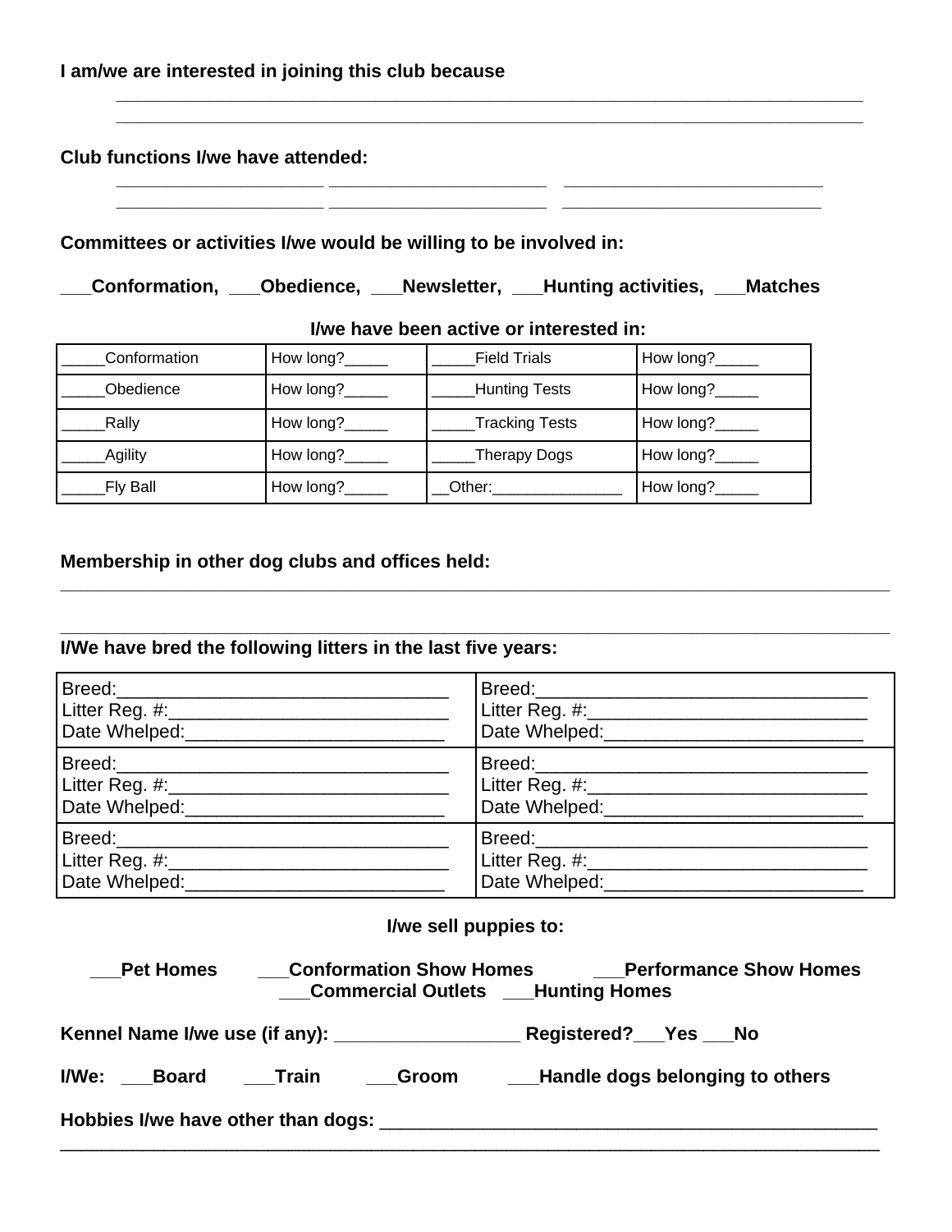**I am/we are interested in joining this club because**

\_\_\_\_\_\_\_\_\_\_\_\_\_\_\_\_\_\_\_\_\_\_\_\_\_\_\_\_\_\_\_\_\_\_\_\_\_\_\_\_\_\_\_\_\_\_\_\_\_\_\_\_\_\_\_\_\_\_\_\_\_\_\_\_\_\_\_\_\_\_\_\_\_\_\_\_

\_\_\_\_\_\_\_\_\_\_\_\_\_\_\_\_\_\_\_\_\_\_\_\_\_\_\_\_\_\_\_\_\_\_\_\_\_\_\_\_\_\_\_\_\_\_\_\_\_\_\_\_\_\_\_\_\_\_\_\_\_\_\_\_\_\_\_\_\_\_\_\_\_\_\_\_

**Club functions I/we have attended:**

\_\_\_\_\_\_\_\_\_\_\_\_\_\_\_\_\_\_\_\_\_ \_\_\_\_\_\_\_\_\_\_\_\_\_\_\_\_\_\_\_\_\_\_\_ \_\_\_\_\_\_\_\_\_\_\_\_\_\_\_\_\_\_\_\_\_\_\_\_\_\_

\_\_\_\_\_\_\_\_\_\_\_\_\_\_\_\_\_\_\_\_\_ \_\_\_\_\_\_\_\_\_\_\_\_\_\_\_\_\_\_\_\_\_\_\_ \_\_\_\_\_\_\_\_\_\_\_\_\_\_\_\_\_\_\_\_\_\_\_\_\_\_

**Committees or activities I/we would be willing to be involved in:**

**\_\_\_Conformation, \_\_\_Obedience, \_\_\_Newsletter, \_\_\_Hunting activities, \_\_\_Matches**

**I/we have been active or interested in:**

| | | | |
|---|---|---|---|
| \_\_\_\_\_Conformation | How long?\_\_\_\_\_ | \_\_\_\_\_Field Trials | How long?\_\_\_\_\_ |
| \_\_\_\_\_Obedience | How long?\_\_\_\_\_ | \_\_\_\_\_Hunting Tests | How long?\_\_\_\_\_ |
| \_\_\_\_\_Rally | How long?\_\_\_\_\_ | \_\_\_\_\_Tracking Tests | How long?\_\_\_\_\_ |
| \_\_\_\_\_Agility | How long?\_\_\_\_\_ | \_\_\_\_\_Therapy Dogs | How long?\_\_\_\_\_ |
| \_\_\_\_\_Fly Ball | How long?\_\_\_\_\_ | \_\_Other:\_\_\_\_\_\_\_\_\_\_\_\_\_\_\_ | How long?\_\_\_\_\_ |

**Membership in other dog clubs and offices held:**

\_\_\_\_\_\_\_\_\_\_\_\_\_\_\_\_\_\_\_\_\_\_\_\_\_\_\_\_\_\_\_\_\_\_\_\_\_\_\_\_\_\_\_\_\_\_\_\_\_\_\_\_\_\_\_\_\_\_\_\_\_\_\_\_\_\_\_\_\_\_\_\_\_\_\_\_\_\_\_\_\_\_

\_\_\_\_\_\_\_\_\_\_\_\_\_\_\_\_\_\_\_\_\_\_\_\_\_\_\_\_\_\_\_\_\_\_\_\_\_\_\_\_\_\_\_\_\_\_\_\_\_\_\_\_\_\_\_\_\_\_\_\_\_\_\_\_\_\_\_\_\_\_\_\_\_\_\_\_\_\_\_\_\_\_

**I/We have bred the following litters in the last five years:**

| | |
|---|---|
| Breed:\_\_\_\_\_\_\_\_\_\_\_\_\_\_\_\_\_\_\_\_\_\_\_\_\_\_\_\_\_\_\_\_ Litter Reg. #:\_\_\_\_\_\_\_\_\_\_\_\_\_\_\_\_\_\_\_\_\_\_\_\_\_\_\_ Date Whelped:\_\_\_\_\_\_\_\_\_\_\_\_\_\_\_\_\_\_\_\_\_\_\_\_\_ | Breed:\_\_\_\_\_\_\_\_\_\_\_\_\_\_\_\_\_\_\_\_\_\_\_\_\_\_\_\_\_\_\_\_ Litter Reg. #:\_\_\_\_\_\_\_\_\_\_\_\_\_\_\_\_\_\_\_\_\_\_\_\_\_\_\_ Date Whelped:\_\_\_\_\_\_\_\_\_\_\_\_\_\_\_\_\_\_\_\_\_\_\_\_\_ |
| Breed:\_\_\_\_\_\_\_\_\_\_\_\_\_\_\_\_\_\_\_\_\_\_\_\_\_\_\_\_\_\_\_\_ Litter Reg. #:\_\_\_\_\_\_\_\_\_\_\_\_\_\_\_\_\_\_\_\_\_\_\_\_\_\_\_ Date Whelped:\_\_\_\_\_\_\_\_\_\_\_\_\_\_\_\_\_\_\_\_\_\_\_\_\_ | Breed:\_\_\_\_\_\_\_\_\_\_\_\_\_\_\_\_\_\_\_\_\_\_\_\_\_\_\_\_\_\_\_\_ Litter Reg. #:\_\_\_\_\_\_\_\_\_\_\_\_\_\_\_\_\_\_\_\_\_\_\_\_\_\_\_ Date Whelped:\_\_\_\_\_\_\_\_\_\_\_\_\_\_\_\_\_\_\_\_\_\_\_\_\_ |
| Breed:\_\_\_\_\_\_\_\_\_\_\_\_\_\_\_\_\_\_\_\_\_\_\_\_\_\_\_\_\_\_\_\_ Litter Reg. #:\_\_\_\_\_\_\_\_\_\_\_\_\_\_\_\_\_\_\_\_\_\_\_\_\_\_\_ Date Whelped:\_\_\_\_\_\_\_\_\_\_\_\_\_\_\_\_\_\_\_\_\_\_\_\_\_ | Breed:\_\_\_\_\_\_\_\_\_\_\_\_\_\_\_\_\_\_\_\_\_\_\_\_\_\_\_\_\_\_\_\_ Litter Reg. #:\_\_\_\_\_\_\_\_\_\_\_\_\_\_\_\_\_\_\_\_\_\_\_\_\_\_\_ Date Whelped:\_\_\_\_\_\_\_\_\_\_\_\_\_\_\_\_\_\_\_\_\_\_\_\_\_ |

**I/we sell puppies to:**

**\_\_\_Pet Homes \_\_\_Conformation Show Homes \_\_\_Performance Show Homes \_\_\_Commercial Outlets \_\_\_Hunting Homes**

**Kennel Name I/we use (if any): \_\_\_\_\_\_\_\_\_\_\_\_\_\_\_\_\_\_ Registered?\_\_\_Yes \_\_\_No**

**I/We: \_\_\_Board \_\_\_Train \_\_\_Groom \_\_\_Handle dogs belonging to others**

**Hobbies I/we have other than dogs:** \_\_\_\_\_\_\_\_\_\_\_\_\_\_\_\_\_\_\_\_\_\_\_\_\_\_\_\_\_\_\_\_\_\_\_\_\_\_\_\_\_\_\_\_\_\_\_\_\_

\_\_\_\_\_\_\_\_\_\_\_\_\_\_\_\_\_\_\_\_\_\_\_\_\_\_\_\_\_\_\_\_\_\_\_\_\_\_\_\_\_\_\_\_\_\_\_\_\_\_\_\_\_\_\_\_\_\_\_\_\_\_\_\_\_\_\_\_\_\_\_\_\_\_\_\_\_\_\_\_\_\_